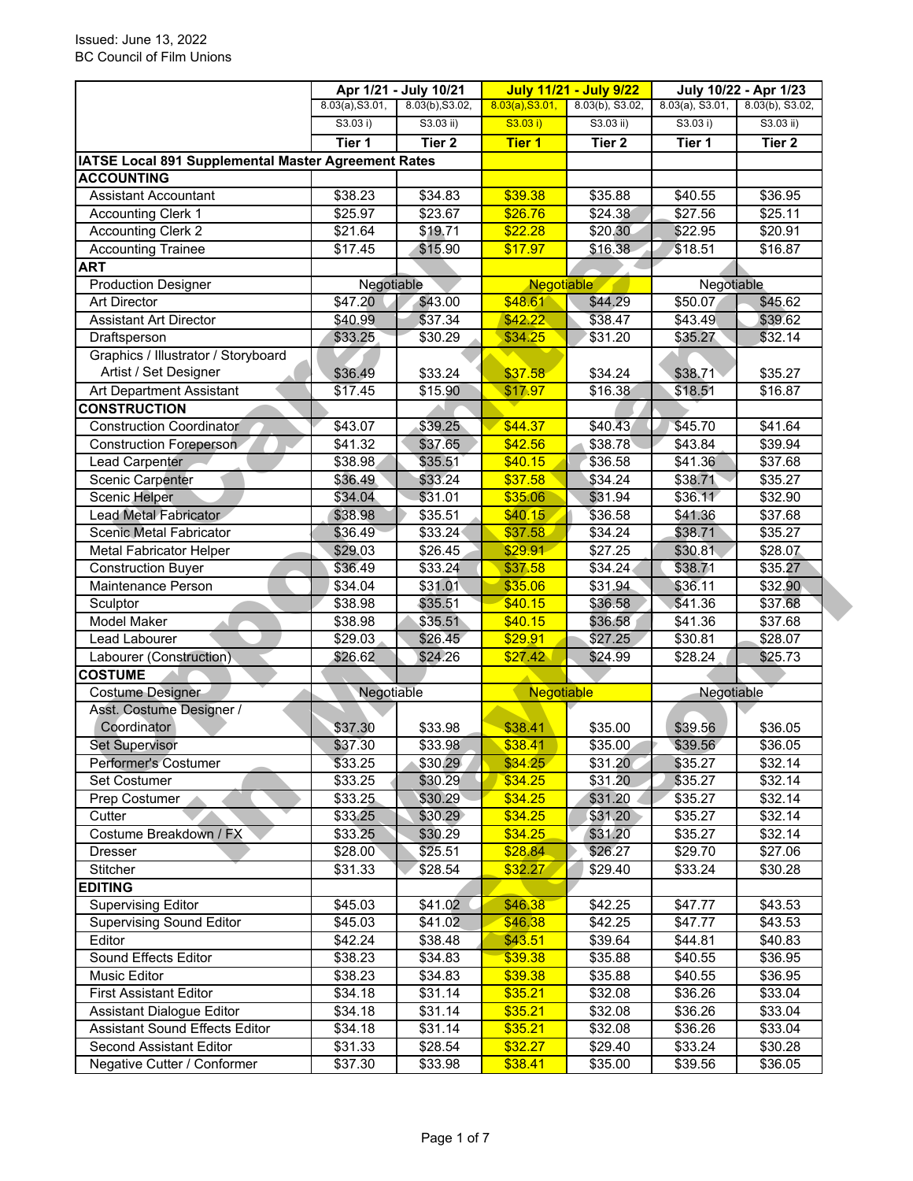Issued: June 13, 2022
BC Council of Film Unions

| | Apr 1/21 - July 10/21 | | July 11/21 - July 9/22 | | July 10/22 - Apr 1/23 | |
|---|---|---|---|---|---|---|
| | 8.03(a),S3.01, S3.03 i) | 8.03(b),S3.02, S3.03 ii) | 8.03(a),S3.01, S3.03 i) | 8.03(b), S3.02, S3.03 ii) | 8.03(a), S3.01, S3.03 i) | 8.03(b), S3.02, S3.03 ii) |
| | **Tier 1** | **Tier 2** | **Tier 1** | **Tier 2** | **Tier 1** | **Tier 2** |
| **IATSE Local 891 Supplemental Master Agreement Rates** | | | | | | |
| **ACCOUNTING** | | | | | | |
| Assistant Accountant | $38.23 | $34.83 | $39.38 | $35.88 | $40.55 | $36.95 |
| Accounting Clerk 1 | $25.97 | $23.67 | $26.76 | $24.38 | $27.56 | $25.11 |
| Accounting Clerk 2 | $21.64 | $19.71 | $22.28 | $20.30 | $22.95 | $20.91 |
| Accounting Trainee | $17.45 | $15.90 | $17.97 | $16.38 | $18.51 | $16.87 |
| **ART** | | | | | | |
| Production Designer | Negotiable | | Negotiable | | Negotiable | |
| Art Director | $47.20 | $43.00 | $48.61 | $44.29 | $50.07 | $45.62 |
| Assistant Art Director | $40.99 | $37.34 | $42.22 | $38.47 | $43.49 | $39.62 |
| Draftsperson | $33.25 | $30.29 | $34.25 | $31.20 | $35.27 | $32.14 |
| Graphics / Illustrator / Storyboard Artist / Set Designer | $36.49 | $33.24 | $37.58 | $34.24 | $38.71 | $35.27 |
| Art Department Assistant | $17.45 | $15.90 | $17.97 | $16.38 | $18.51 | $16.87 |
| **CONSTRUCTION** | | | | | | |
| Construction Coordinator | $43.07 | $39.25 | $44.37 | $40.43 | $45.70 | $41.64 |
| Construction Foreperson | $41.32 | $37.65 | $42.56 | $38.78 | $43.84 | $39.94 |
| Lead Carpenter | $38.98 | $35.51 | $40.15 | $36.58 | $41.36 | $37.68 |
| Scenic Carpenter | $36.49 | $33.24 | $37.58 | $34.24 | $38.71 | $35.27 |
| Scenic Helper | $34.04 | $31.01 | $35.06 | $31.94 | $36.11 | $32.90 |
| Lead Metal Fabricator | $38.98 | $35.51 | $40.15 | $36.58 | $41.36 | $37.68 |
| Scenic Metal Fabricator | $36.49 | $33.24 | $37.58 | $34.24 | $38.71 | $35.27 |
| Metal Fabricator Helper | $29.03 | $26.45 | $29.91 | $27.25 | $30.81 | $28.07 |
| Construction Buyer | $36.49 | $33.24 | $37.58 | $34.24 | $38.71 | $35.27 |
| Maintenance Person | $34.04 | $31.01 | $35.06 | $31.94 | $36.11 | $32.90 |
| Sculptor | $38.98 | $35.51 | $40.15 | $36.58 | $41.36 | $37.68 |
| Model Maker | $38.98 | $35.51 | $40.15 | $36.58 | $41.36 | $37.68 |
| Lead Labourer | $29.03 | $26.45 | $29.91 | $27.25 | $30.81 | $28.07 |
| Labourer (Construction) | $26.62 | $24.26 | $27.42 | $24.99 | $28.24 | $25.73 |
| **COSTUME** | | | | | | |
| Costume Designer | Negotiable | | Negotiable | | Negotiable | |
| Asst. Costume Designer / Coordinator | $37.30 | $33.98 | $38.41 | $35.00 | $39.56 | $36.05 |
| Set Supervisor | $37.30 | $33.98 | $38.41 | $35.00 | $39.56 | $36.05 |
| Performer's Costumer | $33.25 | $30.29 | $34.25 | $31.20 | $35.27 | $32.14 |
| Set Costumer | $33.25 | $30.29 | $34.25 | $31.20 | $35.27 | $32.14 |
| Prep Costumer | $33.25 | $30.29 | $34.25 | $31.20 | $35.27 | $32.14 |
| Cutter | $33.25 | $30.29 | $34.25 | $31.20 | $35.27 | $32.14 |
| Costume Breakdown / FX | $33.25 | $30.29 | $34.25 | $31.20 | $35.27 | $32.14 |
| Dresser | $28.00 | $25.51 | $28.84 | $26.27 | $29.70 | $27.06 |
| Stitcher | $31.33 | $28.54 | $32.27 | $29.40 | $33.24 | $30.28 |
| **EDITING** | | | | | | |
| Supervising Editor | $45.03 | $41.02 | $46.38 | $42.25 | $47.77 | $43.53 |
| Supervising Sound Editor | $45.03 | $41.02 | $46.38 | $42.25 | $47.77 | $43.53 |
| Editor | $42.24 | $38.48 | $43.51 | $39.64 | $44.81 | $40.83 |
| Sound Effects Editor | $38.23 | $34.83 | $39.38 | $35.88 | $40.55 | $36.95 |
| Music Editor | $38.23 | $34.83 | $39.38 | $35.88 | $40.55 | $36.95 |
| First Assistant Editor | $34.18 | $31.14 | $35.21 | $32.08 | $36.26 | $33.04 |
| Assistant Dialogue Editor | $34.18 | $31.14 | $35.21 | $32.08 | $36.26 | $33.04 |
| Assistant Sound Effects Editor | $34.18 | $31.14 | $35.21 | $32.08 | $36.26 | $33.04 |
| Second Assistant Editor | $31.33 | $28.54 | $32.27 | $29.40 | $33.24 | $30.28 |
| Negative Cutter / Conformer | $37.30 | $33.98 | $38.41 | $35.00 | $39.56 | $36.05 |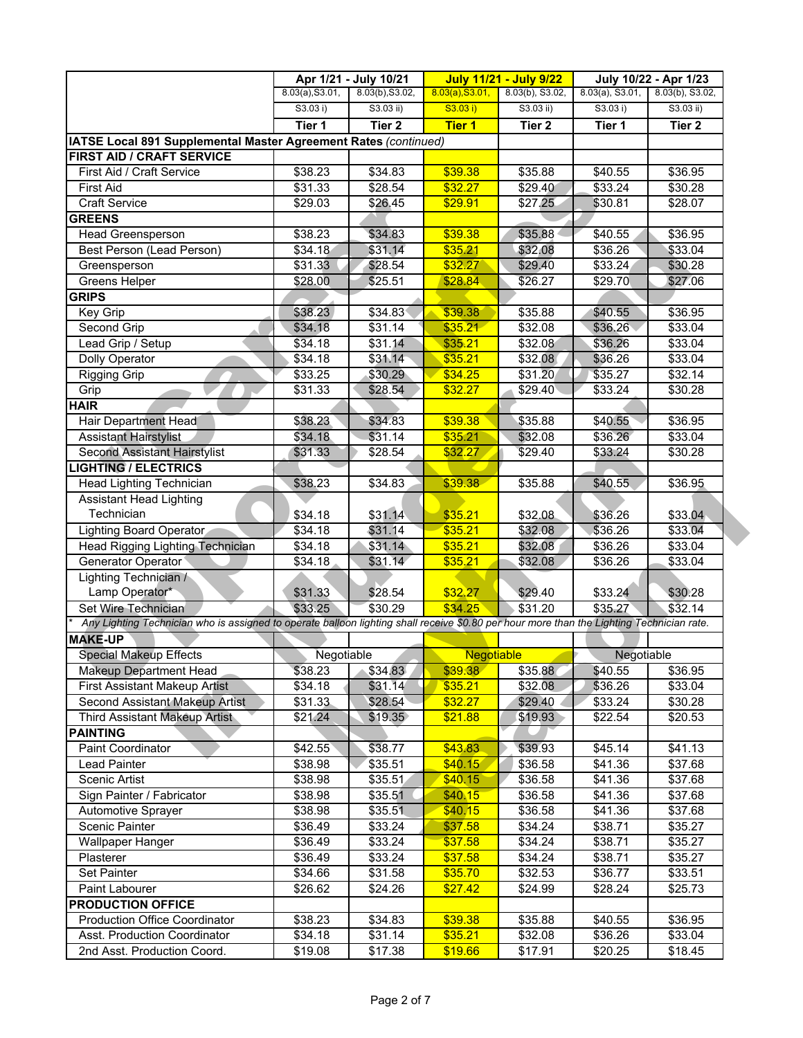| | Apr 1/21 - July 10/21 | | July 11/21 - July 9/22 | | July 10/22 - Apr 1/23 | |
|---|---|---|---|---|---|---|
| | 8.03(a),S3.01, S3.03 i) | 8.03(b),S3.02, S3.03 ii) | 8.03(a),S3.01, S3.03 i) | 8.03(b), S3.02, S3.03 ii) | 8.03(a), S3.01, S3.03 i) | 8.03(b), S3.02, S3.03 ii) |
| | Tier 1 | Tier 2 | Tier 1 | Tier 2 | Tier 1 | Tier 2 |
| **IATSE Local 891 Supplemental Master Agreement Rates** *(continued)* | | | | | | |
| **FIRST AID / CRAFT SERVICE** | | | | | | |
| First Aid / Craft Service | $38.23 | $34.83 | $39.38 | $35.88 | $40.55 | $36.95 |
| First Aid | $31.33 | $28.54 | $32.27 | $29.40 | $33.24 | $30.28 |
| Craft Service | $29.03 | $26.45 | $29.91 | $27.25 | $30.81 | $28.07 |
| **GREENS** | | | | | | |
| Head Greensperson | $38.23 | $34.83 | $39.38 | $35.88 | $40.55 | $36.95 |
| Best Person (Lead Person) | $34.18 | $31.14 | $35.21 | $32.08 | $36.26 | $33.04 |
| Greensperson | $31.33 | $28.54 | $32.27 | $29.40 | $33.24 | $30.28 |
| Greens Helper | $28.00 | $25.51 | $28.84 | $26.27 | $29.70 | $27.06 |
| **GRIPS** | | | | | | |
| Key Grip | $38.23 | $34.83 | $39.38 | $35.88 | $40.55 | $36.95 |
| Second Grip | $34.18 | $31.14 | $35.21 | $32.08 | $36.26 | $33.04 |
| Lead Grip / Setup | $34.18 | $31.14 | $35.21 | $32.08 | $36.26 | $33.04 |
| Dolly Operator | $34.18 | $31.14 | $35.21 | $32.08 | $36.26 | $33.04 |
| Rigging Grip | $33.25 | $30.29 | $34.25 | $31.20 | $35.27 | $32.14 |
| Grip | $31.33 | $28.54 | $32.27 | $29.40 | $33.24 | $30.28 |
| **HAIR** | | | | | | |
| Hair Department Head | $38.23 | $34.83 | $39.38 | $35.88 | $40.55 | $36.95 |
| Assistant Hairstylist | $34.18 | $31.14 | $35.21 | $32.08 | $36.26 | $33.04 |
| Second Assistant Hairstylist | $31.33 | $28.54 | $32.27 | $29.40 | $33.24 | $30.28 |
| **LIGHTING / ELECTRICS** | | | | | | |
| Head Lighting Technician | $38.23 | $34.83 | $39.38 | $35.88 | $40.55 | $36.95 |
| Assistant Head Lighting Technician | $34.18 | $31.14 | $35.21 | $32.08 | $36.26 | $33.04 |
| Lighting Board Operator | $34.18 | $31.14 | $35.21 | $32.08 | $36.26 | $33.04 |
| Head Rigging Lighting Technician | $34.18 | $31.14 | $35.21 | $32.08 | $36.26 | $33.04 |
| Generator Operator | $34.18 | $31.14 | $35.21 | $32.08 | $36.26 | $33.04 |
| Lighting Technician / Lamp Operator* | $31.33 | $28.54 | $32.27 | $29.40 | $33.24 | $30.28 |
| Set Wire Technician | $33.25 | $30.29 | $34.25 | $31.20 | $35.27 | $32.14 |
| * *Any Lighting Technician who is assigned to operate balloon lighting shall receive $0.80 per hour more than the Lighting Technician rate.* | | | | | | |
| **MAKE-UP** | | | | | | |
| Special Makeup Effects | Negotiable | | Negotiable | | Negotiable | |
| Makeup Department Head | $38.23 | $34.83 | $39.38 | $35.88 | $40.55 | $36.95 |
| First Assistant Makeup Artist | $34.18 | $31.14 | $35.21 | $32.08 | $36.26 | $33.04 |
| Second Assistant Makeup Artist | $31.33 | $28.54 | $32.27 | $29.40 | $33.24 | $30.28 |
| Third Assistant Makeup Artist | $21.24 | $19.35 | $21.88 | $19.93 | $22.54 | $20.53 |
| **PAINTING** | | | | | | |
| Paint Coordinator | $42.55 | $38.77 | $43.83 | $39.93 | $45.14 | $41.13 |
| Lead Painter | $38.98 | $35.51 | $40.15 | $36.58 | $41.36 | $37.68 |
| Scenic Artist | $38.98 | $35.51 | $40.15 | $36.58 | $41.36 | $37.68 |
| Sign Painter / Fabricator | $38.98 | $35.51 | $40.15 | $36.58 | $41.36 | $37.68 |
| Automotive Sprayer | $38.98 | $35.51 | $40.15 | $36.58 | $41.36 | $37.68 |
| Scenic Painter | $36.49 | $33.24 | $37.58 | $34.24 | $38.71 | $35.27 |
| Wallpaper Hanger | $36.49 | $33.24 | $37.58 | $34.24 | $38.71 | $35.27 |
| Plasterer | $36.49 | $33.24 | $37.58 | $34.24 | $38.71 | $35.27 |
| Set Painter | $34.66 | $31.58 | $35.70 | $32.53 | $36.77 | $33.51 |
| Paint Labourer | $26.62 | $24.26 | $27.42 | $24.99 | $28.24 | $25.73 |
| **PRODUCTION OFFICE** | | | | | | |
| Production Office Coordinator | $38.23 | $34.83 | $39.38 | $35.88 | $40.55 | $36.95 |
| Asst. Production Coordinator | $34.18 | $31.14 | $35.21 | $32.08 | $36.26 | $33.04 |
| 2nd Asst. Production Coord. | $19.08 | $17.38 | $19.66 | $17.91 | $20.25 | $18.45 |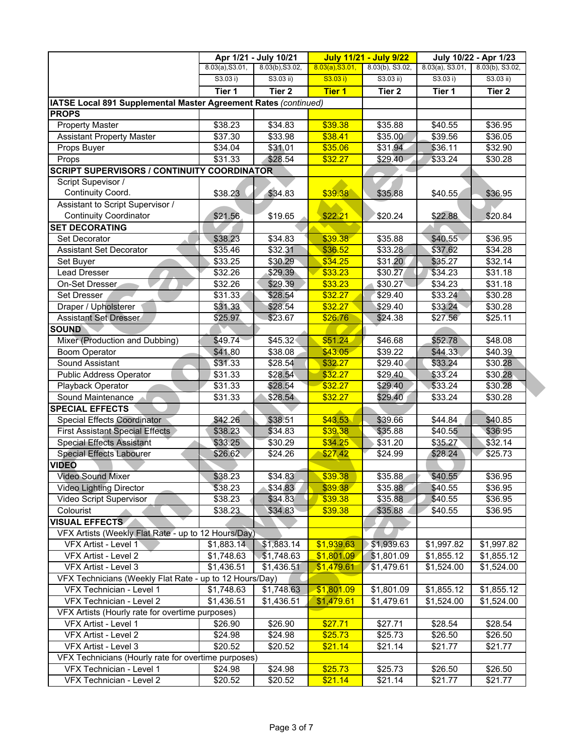| | Apr 1/21 - July 10/21 | | July 11/21 - July 9/22 | | July 10/22 - Apr 1/23 | |
|---|---|---|---|---|---|---|
| | 8.03(a),S3.01, S3.03 i) | 8.03(b),S3.02, S3.03 ii) | 8.03(a),S3.01, S3.03 i) | 8.03(b), S3.02, S3.03 ii) | 8.03(a), S3.01, S3.03 i) | 8.03(b), S3.02, S3.03 ii) |
| | **Tier 1** | **Tier 2** | **Tier 1** | **Tier 2** | **Tier 1** | **Tier 2** |
| **IATSE Local 891 Supplemental Master Agreement Rates** *(continued)* | | | | | | |
| **PROPS** | | | | | | |
| Property Master | $38.23 | $34.83 | $39.38 | $35.88 | $40.55 | $36.95 |
| Assistant Property Master | $37.30 | $33.98 | $38.41 | $35.00 | $39.56 | $36.05 |
| Props Buyer | $34.04 | $31.01 | $35.06 | $31.94 | $36.11 | $32.90 |
| Props | $31.33 | $28.54 | $32.27 | $29.40 | $33.24 | $30.28 |
| **SCRIPT SUPERVISORS / CONTINUITY COORDINATOR** | | | | | | |
| Script Supevisor / Continuity Coord. | $38.23 | $34.83 | $39.38 | $35.88 | $40.55 | $36.95 |
| Assistant to Script Supervisor / Continuity Coordinator | $21.56 | $19.65 | $22.21 | $20.24 | $22.88 | $20.84 |
| **SET DECORATING** | | | | | | |
| Set Decorator | $38.23 | $34.83 | $39.38 | $35.88 | $40.55 | $36.95 |
| Assistant Set Decorator | $35.46 | $32.31 | $36.52 | $33.28 | $37.62 | $34.28 |
| Set Buyer | $33.25 | $30.29 | $34.25 | $31.20 | $35.27 | $32.14 |
| Lead Dresser | $32.26 | $29.39 | $33.23 | $30.27 | $34.23 | $31.18 |
| On-Set Dresser | $32.26 | $29.39 | $33.23 | $30.27 | $34.23 | $31.18 |
| Set Dresser | $31.33 | $28.54 | $32.27 | $29.40 | $33.24 | $30.28 |
| Draper / Upholsterer | $31.33 | $28.54 | $32.27 | $29.40 | $33.24 | $30.28 |
| Assistant Set Dresser | $25.97 | $23.67 | $26.76 | $24.38 | $27.56 | $25.11 |
| **SOUND** | | | | | | |
| Mixer (Production and Dubbing) | $49.74 | $45.32 | $51.24 | $46.68 | $52.78 | $48.08 |
| Boom Operator | $41.80 | $38.08 | $43.05 | $39.22 | $44.33 | $40.39 |
| Sound Assistant | $31.33 | $28.54 | $32.27 | $29.40 | $33.24 | $30.28 |
| Public Address Operator | $31.33 | $28.54 | $32.27 | $29.40 | $33.24 | $30.28 |
| Playback Operator | $31.33 | $28.54 | $32.27 | $29.40 | $33.24 | $30.28 |
| Sound Maintenance | $31.33 | $28.54 | $32.27 | $29.40 | $33.24 | $30.28 |
| **SPECIAL EFFECTS** | | | | | | |
| Special Effects Coordinator | $42.26 | $38.51 | $43.53 | $39.66 | $44.84 | $40.85 |
| First Assistant Special Effects | $38.23 | $34.83 | $39.38 | $35.88 | $40.55 | $36.95 |
| Special Effects Assistant | $33.25 | $30.29 | $34.25 | $31.20 | $35.27 | $32.14 |
| Special Effects Labourer | $26.62 | $24.26 | $27.42 | $24.99 | $28.24 | $25.73 |
| **VIDEO** | | | | | | |
| Video Sound Mixer | $38.23 | $34.83 | $39.38 | $35.88 | $40.55 | $36.95 |
| Video Lighting Director | $38.23 | $34.83 | $39.38 | $35.88 | $40.55 | $36.95 |
| Video Script Supervisor | $38.23 | $34.83 | $39.38 | $35.88 | $40.55 | $36.95 |
| Colourist | $38.23 | $34.83 | $39.38 | $35.88 | $40.55 | $36.95 |
| **VISUAL EFFECTS** | | | | | | |
| VFX Artists (Weekly Flat Rate - up to 12 Hours/Day) | | | | | | |
| VFX Artist - Level 1 | $1,883.14 | $1,883.14 | $1,939.63 | $1,939.63 | $1,997.82 | $1,997.82 |
| VFX Artist - Level 2 | $1,748.63 | $1,748.63 | $1,801.09 | $1,801.09 | $1,855.12 | $1,855.12 |
| VFX Artist - Level 3 | $1,436.51 | $1,436.51 | $1,479.61 | $1,479.61 | $1,524.00 | $1,524.00 |
| VFX Technicians (Weekly Flat Rate - up to 12 Hours/Day) | | | | | | |
| VFX Technician - Level 1 | $1,748.63 | $1,748.63 | $1,801.09 | $1,801.09 | $1,855.12 | $1,855.12 |
| VFX Technician - Level 2 | $1,436.51 | $1,436.51 | $1,479.61 | $1,479.61 | $1,524.00 | $1,524.00 |
| VFX Artists (Hourly rate for overtime purposes) | | | | | | |
| VFX Artist - Level 1 | $26.90 | $26.90 | $27.71 | $27.71 | $28.54 | $28.54 |
| VFX Artist - Level 2 | $24.98 | $24.98 | $25.73 | $25.73 | $26.50 | $26.50 |
| VFX Artist - Level 3 | $20.52 | $20.52 | $21.14 | $21.14 | $21.77 | $21.77 |
| VFX Technicians (Hourly rate for overtime purposes) | | | | | | |
| VFX Technician - Level 1 | $24.98 | $24.98 | $25.73 | $25.73 | $26.50 | $26.50 |
| VFX Technician - Level 2 | $20.52 | $20.52 | $21.14 | $21.14 | $21.77 | $21.77 |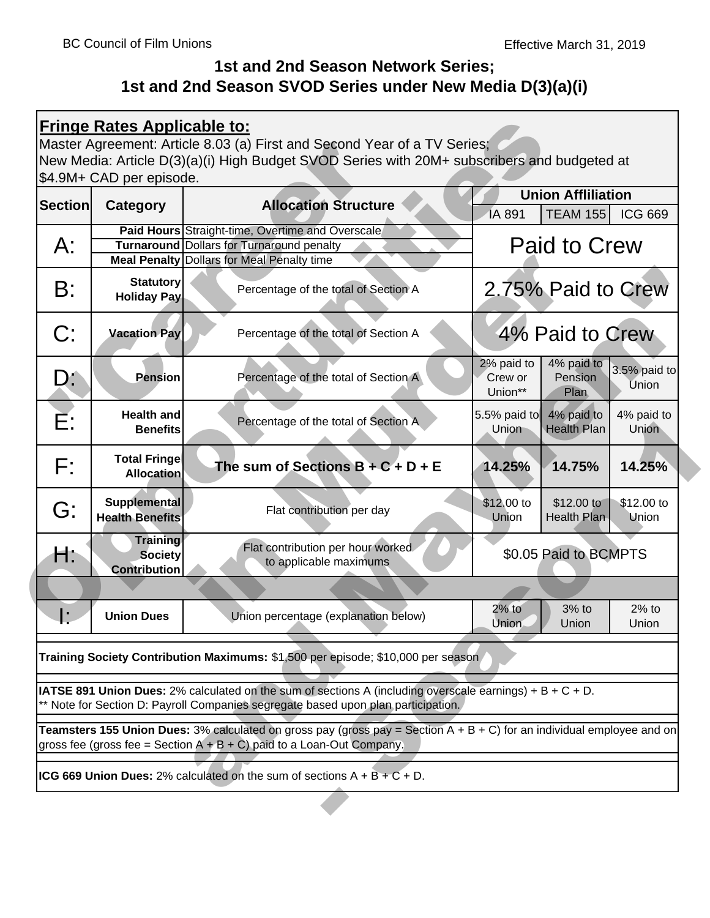BC Council of Film Unions

Effective March 31, 2019

# 1st and 2nd Season Network Series; 1st and 2nd Season SVOD Series under New Media D(3)(a)(i)

**Fringe Rates Applicable to:**
Master Agreement: Article 8.03 (a) First and Second Year of a TV Series;
New Media: Article D(3)(a)(i) High Budget SVOD Series with 20M+ subscribers and budgeted at $4.9M+ CAD per episode.

| Section | Category | Allocation Structure | Union Affiliation | | |
|---|---|---|---|---|---|
| | | | IA 891 | TEAM 155 | ICG 669 |
| A: | Paid Hours | Straight-time, Overtime and Overscale | Paid to Crew | | |
| | Turnaround | Dollars for Turnaround penalty | | | |
| | Meal Penalty | Dollars for Meal Penalty time | | | |
| B: | Statutory Holiday Pay | Percentage of the total of Section A | 2.75% Paid to Crew | | |
| C: | Vacation Pay | Percentage of the total of Section A | 4% Paid to Crew | | |
| D: | Pension | Percentage of the total of Section A | 2% paid to Crew or Union** | 4% paid to Pension Plan | 3.5% paid to Union |
| E: | Health and Benefits | Percentage of the total of Section A | 5.5% paid to Union | 4% paid to Health Plan | 4% paid to Union |
| F: | Total Fringe Allocation | **The sum of Sections B + C + D + E** | **14.25%** | **14.75%** | **14.25%** |
| G: | Supplemental Health Benefits | Flat contribution per day | $12.00 to Union | $12.00 to Health Plan | $12.00 to Union |
| H: | Training Society Contribution | Flat contribution per hour worked to applicable maximums | $0.05 Paid to BCMPTS | | |
| I: | Union Dues | Union percentage (explanation below) | 2% to Union | 3% to Union | 2% to Union |

**Training Society Contribution Maximums:** $1,500 per episode; $10,000 per season

**IATSE 891 Union Dues:** 2% calculated on the sum of sections A (including overscale earnings) + B + C + D.
** Note for Section D: Payroll Companies segregate based upon plan participation.

**Teamsters 155 Union Dues:** 3% calculated on gross pay (gross pay = Section A + B + C) for an individual employee and on gross fee (gross fee = Section A + B + C) paid to a Loan-Out Company.

**ICG 669 Union Dues:** 2% calculated on the sum of sections A + B + C + D.